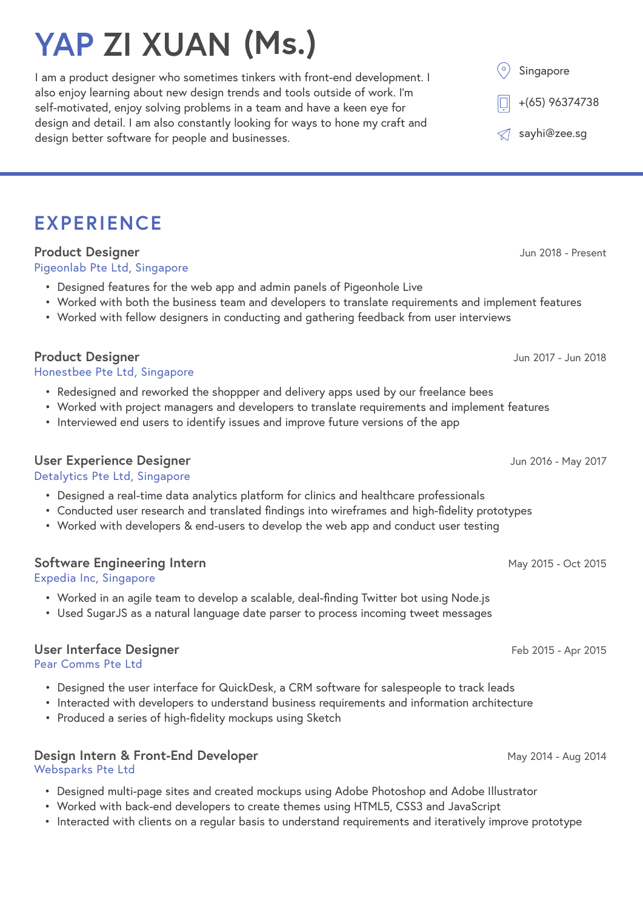# YAP ZI XUAN (Ms.)

I am a product designer who sometimes tinkers with front-end development. I also enjoy learning about new design trends and tools outside of work. I'm self-motivated, enjoy solving problems in a team and have a keen eye for design and detail. I am also constantly looking for ways to hone my craft and design better software for people and businesses.

Singapore

+(65) 96374738

sayhi@zee.sg

## EXPERIENCE

### Product Designer
Pigeonlab Pte Ltd, Singapore — Jun 2018 - Present

- Designed features for the web app and admin panels of Pigeonhole Live
- Worked with both the business team and developers to translate requirements and implement features
- Worked with fellow designers in conducting and gathering feedback from user interviews

### Product Designer
Honestbee Pte Ltd, Singapore — Jun 2017 - Jun 2018

- Redesigned and reworked the shoppper and delivery apps used by our freelance bees
- Worked with project managers and developers to translate requirements and implement features
- Interviewed end users to identify issues and improve future versions of the app

### User Experience Designer
Detalytics Pte Ltd, Singapore — Jun 2016 - May 2017

- Designed a real-time data analytics platform for clinics and healthcare professionals
- Conducted user research and translated findings into wireframes and high-fidelity prototypes
- Worked with developers & end-users to develop the web app and conduct user testing

### Software Engineering Intern
Expedia Inc, Singapore — May 2015 - Oct 2015

- Worked in an agile team to develop a scalable, deal-finding Twitter bot using Node.js
- Used SugarJS as a natural language date parser to process incoming tweet messages

### User Interface Designer
Pear Comms Pte Ltd — Feb 2015 - Apr 2015

- Designed the user interface for QuickDesk, a CRM software for salespeople to track leads
- Interacted with developers to understand business requirements and information architecture
- Produced a series of high-fidelity mockups using Sketch

### Design Intern & Front-End Developer
Websparks Pte Ltd — May 2014 - Aug 2014

- Designed multi-page sites and created mockups using Adobe Photoshop and Adobe Illustrator
- Worked with back-end developers to create themes using HTML5, CSS3 and JavaScript
- Interacted with clients on a regular basis to understand requirements and iteratively improve prototype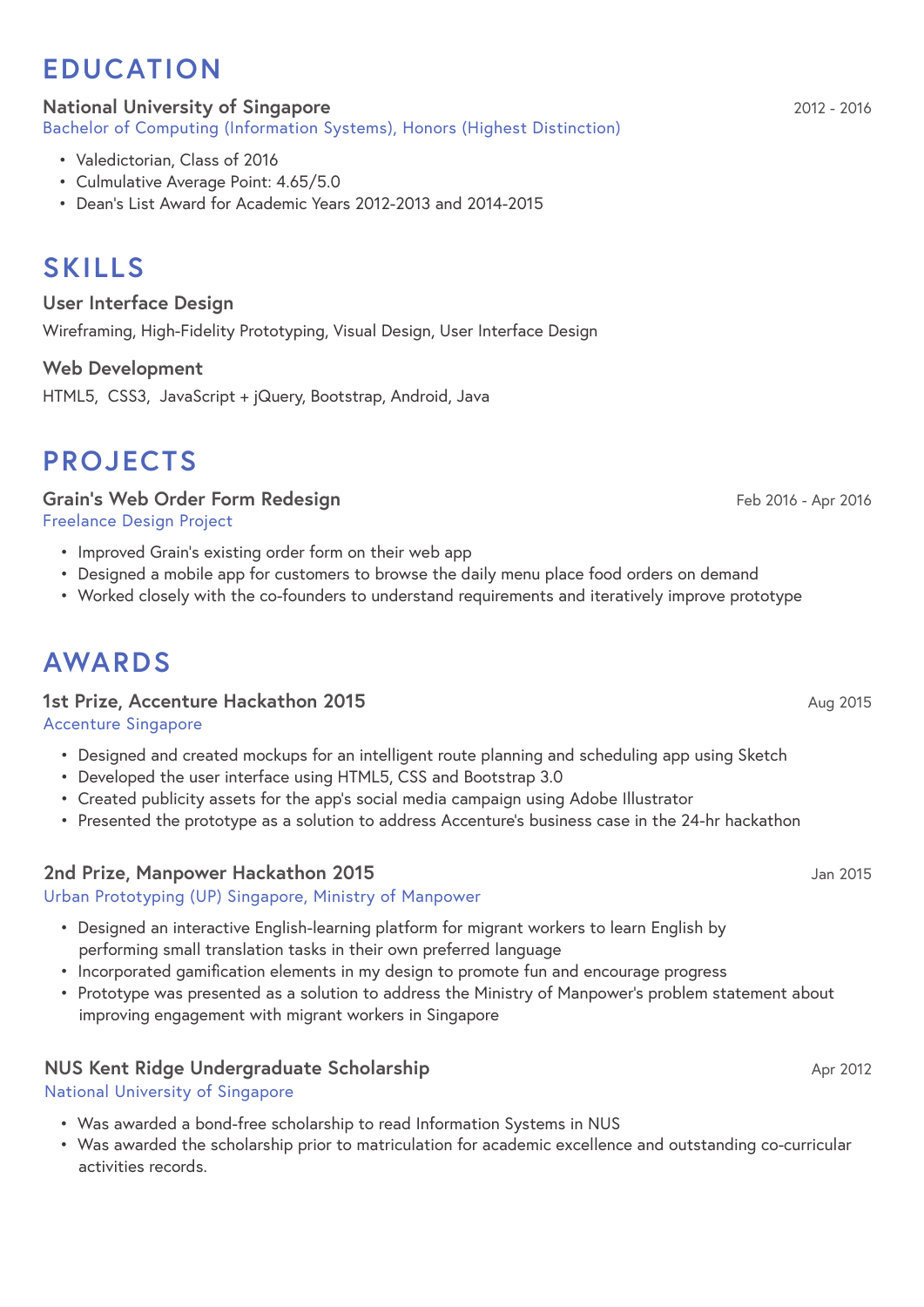## EDUCATION

**National University of Singapore** 2012 - 2016
Bachelor of Computing (Information Systems), Honors (Highest Distinction)

- Valedictorian, Class of 2016
- Culmulative Average Point: 4.65/5.0
- Dean's List Award for Academic Years 2012-2013 and 2014-2015

## SKILLS

### User Interface Design

Wireframing, High-Fidelity Prototyping, Visual Design, User Interface Design

### Web Development

HTML5, CSS3, JavaScript + jQuery, Bootstrap, Android, Java

## PROJECTS

**Grain's Web Order Form Redesign** Feb 2016 - Apr 2016
Freelance Design Project

- Improved Grain's existing order form on their web app
- Designed a mobile app for customers to browse the daily menu place food orders on demand
- Worked closely with the co-founders to understand requirements and iteratively improve prototype

## AWARDS

**1st Prize, Accenture Hackathon 2015** Aug 2015
Accenture Singapore

- Designed and created mockups for an intelligent route planning and scheduling app using Sketch
- Developed the user interface using HTML5, CSS and Bootstrap 3.0
- Created publicity assets for the app's social media campaign using Adobe Illustrator
- Presented the prototype as a solution to address Accenture's business case in the 24-hr hackathon

**2nd Prize, Manpower Hackathon 2015** Jan 2015
Urban Prototyping (UP) Singapore, Ministry of Manpower

- Designed an interactive English-learning platform for migrant workers to learn English by performing small translation tasks in their own preferred language
- Incorporated gamification elements in my design to promote fun and encourage progress
- Prototype was presented as a solution to address the Ministry of Manpower's problem statement about improving engagement with migrant workers in Singapore

**NUS Kent Ridge Undergraduate Scholarship** Apr 2012
National University of Singapore

- Was awarded a bond-free scholarship to read Information Systems in NUS
- Was awarded the scholarship prior to matriculation for academic excellence and outstanding co-curricular activities records.